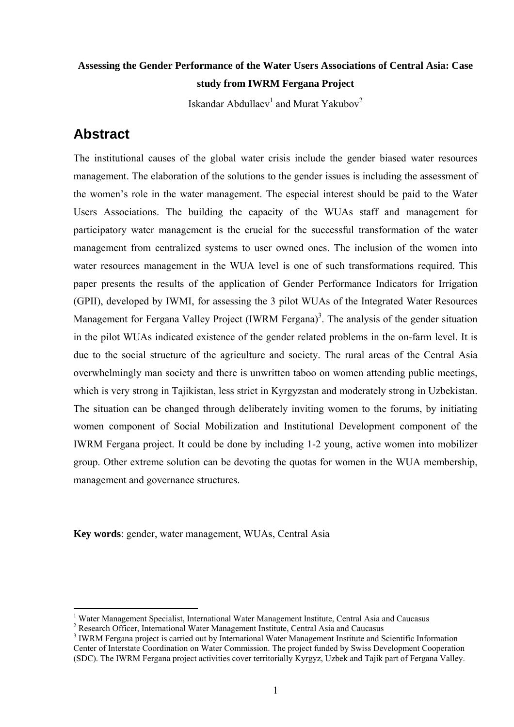# Assessing the Gender Performance of the Water Users Associations of Central Asia: Case study from IWRM Fergana Project

Iskandar Abdullaev[1] and Murat Yakubov[2]

## Abstract

The institutional causes of the global water crisis include the gender biased water resources management. The elaboration of the solutions to the gender issues is including the assessment of the women's role in the water management. The especial interest should be paid to the Water Users Associations. The building the capacity of the WUAs staff and management for participatory water management is the crucial for the successful transformation of the water management from centralized systems to user owned ones. The inclusion of the women into water resources management in the WUA level is one of such transformations required. This paper presents the results of the application of Gender Performance Indicators for Irrigation (GPII), developed by IWMI, for assessing the 3 pilot WUAs of the Integrated Water Resources Management for Fergana Valley Project (IWRM Fergana)[3]. The analysis of the gender situation in the pilot WUAs indicated existence of the gender related problems in the on-farm level. It is due to the social structure of the agriculture and society. The rural areas of the Central Asia overwhelmingly man society and there is unwritten taboo on women attending public meetings, which is very strong in Tajikistan, less strict in Kyrgyzstan and moderately strong in Uzbekistan. The situation can be changed through deliberately inviting women to the forums, by initiating women component of Social Mobilization and Institutional Development component of the IWRM Fergana project. It could be done by including 1-2 young, active women into mobilizer group. Other extreme solution can be devoting the quotas for women in the WUA membership, management and governance structures.

**Key words**: gender, water management, WUAs, Central Asia

---

[1] Water Management Specialist, International Water Management Institute, Central Asia and Caucasus

[2] Research Officer, International Water Management Institute, Central Asia and Caucasus

[3] IWRM Fergana project is carried out by International Water Management Institute and Scientific Information Center of Interstate Coordination on Water Commission. The project funded by Swiss Development Cooperation (SDC). The IWRM Fergana project activities cover territorially Kyrgyz, Uzbek and Tajik part of Fergana Valley.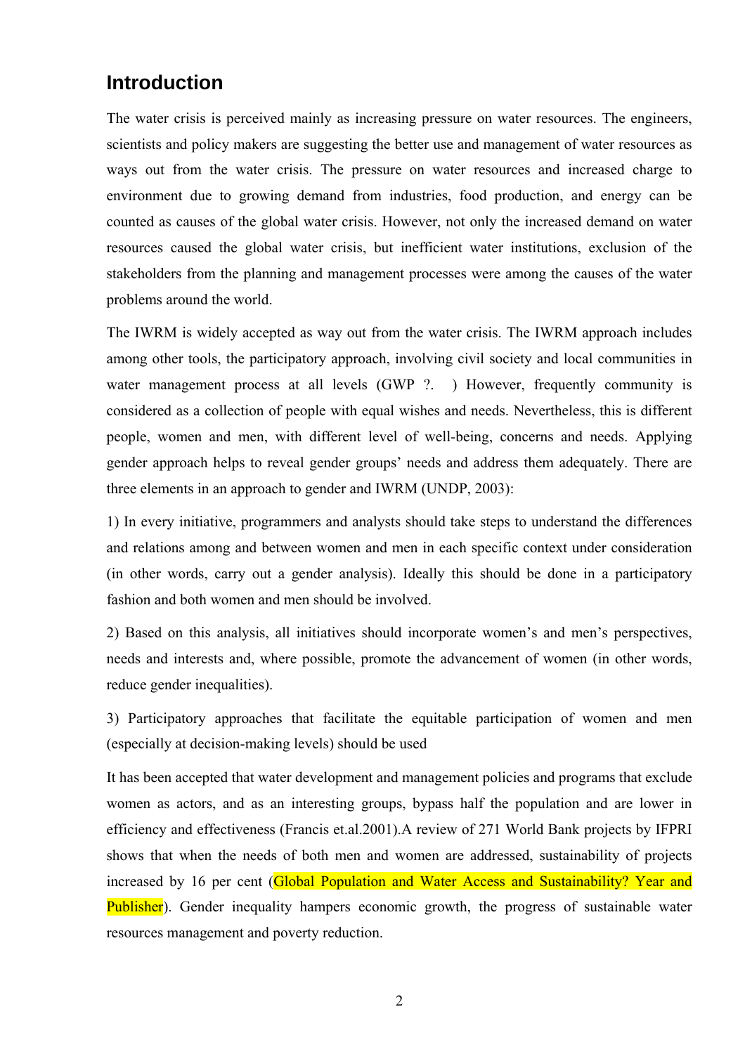## Introduction

The water crisis is perceived mainly as increasing pressure on water resources. The engineers, scientists and policy makers are suggesting the better use and management of water resources as ways out from the water crisis. The pressure on water resources and increased charge to environment due to growing demand from industries, food production, and energy can be counted as causes of the global water crisis. However, not only the increased demand on water resources caused the global water crisis, but inefficient water institutions, exclusion of the stakeholders from the planning and management processes were among the causes of the water problems around the world.

The IWRM is widely accepted as way out from the water crisis. The IWRM approach includes among other tools, the participatory approach, involving civil society and local communities in water management process at all levels (GWP ?. ) However, frequently community is considered as a collection of people with equal wishes and needs. Nevertheless, this is different people, women and men, with different level of well-being, concerns and needs. Applying gender approach helps to reveal gender groups' needs and address them adequately. There are three elements in an approach to gender and IWRM (UNDP, 2003):

1) In every initiative, programmers and analysts should take steps to understand the differences and relations among and between women and men in each specific context under consideration (in other words, carry out a gender analysis). Ideally this should be done in a participatory fashion and both women and men should be involved.

2) Based on this analysis, all initiatives should incorporate women's and men's perspectives, needs and interests and, where possible, promote the advancement of women (in other words, reduce gender inequalities).

3) Participatory approaches that facilitate the equitable participation of women and men (especially at decision-making levels) should be used

It has been accepted that water development and management policies and programs that exclude women as actors, and as an interesting groups, bypass half the population and are lower in efficiency and effectiveness (Francis et.al.2001).A review of 271 World Bank projects by IFPRI shows that when the needs of both men and women are addressed, sustainability of projects increased by 16 per cent (Global Population and Water Access and Sustainability? Year and Publisher). Gender inequality hampers economic growth, the progress of sustainable water resources management and poverty reduction.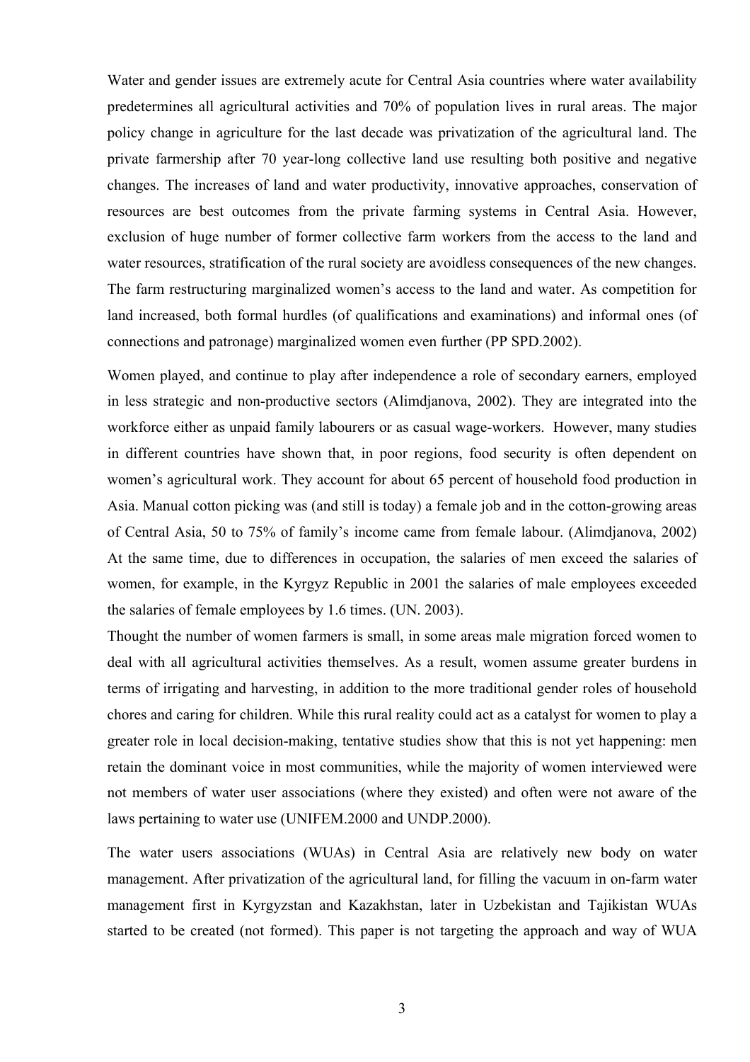Water and gender issues are extremely acute for Central Asia countries where water availability predetermines all agricultural activities and 70% of population lives in rural areas. The major policy change in agriculture for the last decade was privatization of the agricultural land. The private farmership after 70 year-long collective land use resulting both positive and negative changes. The increases of land and water productivity, innovative approaches, conservation of resources are best outcomes from the private farming systems in Central Asia. However, exclusion of huge number of former collective farm workers from the access to the land and water resources, stratification of the rural society are avoidless consequences of the new changes. The farm restructuring marginalized women's access to the land and water. As competition for land increased, both formal hurdles (of qualifications and examinations) and informal ones (of connections and patronage) marginalized women even further (PP SPD.2002).

Women played, and continue to play after independence a role of secondary earners, employed in less strategic and non-productive sectors (Alimdjanova, 2002). They are integrated into the workforce either as unpaid family labourers or as casual wage-workers. However, many studies in different countries have shown that, in poor regions, food security is often dependent on women's agricultural work. They account for about 65 percent of household food production in Asia. Manual cotton picking was (and still is today) a female job and in the cotton-growing areas of Central Asia, 50 to 75% of family's income came from female labour. (Alimdjanova, 2002) At the same time, due to differences in occupation, the salaries of men exceed the salaries of women, for example, in the Kyrgyz Republic in 2001 the salaries of male employees exceeded the salaries of female employees by 1.6 times. (UN. 2003).

Thought the number of women farmers is small, in some areas male migration forced women to deal with all agricultural activities themselves. As a result, women assume greater burdens in terms of irrigating and harvesting, in addition to the more traditional gender roles of household chores and caring for children. While this rural reality could act as a catalyst for women to play a greater role in local decision-making, tentative studies show that this is not yet happening: men retain the dominant voice in most communities, while the majority of women interviewed were not members of water user associations (where they existed) and often were not aware of the laws pertaining to water use (UNIFEM.2000 and UNDP.2000).

The water users associations (WUAs) in Central Asia are relatively new body on water management. After privatization of the agricultural land, for filling the vacuum in on-farm water management first in Kyrgyzstan and Kazakhstan, later in Uzbekistan and Tajikistan WUAs started to be created (not formed). This paper is not targeting the approach and way of WUA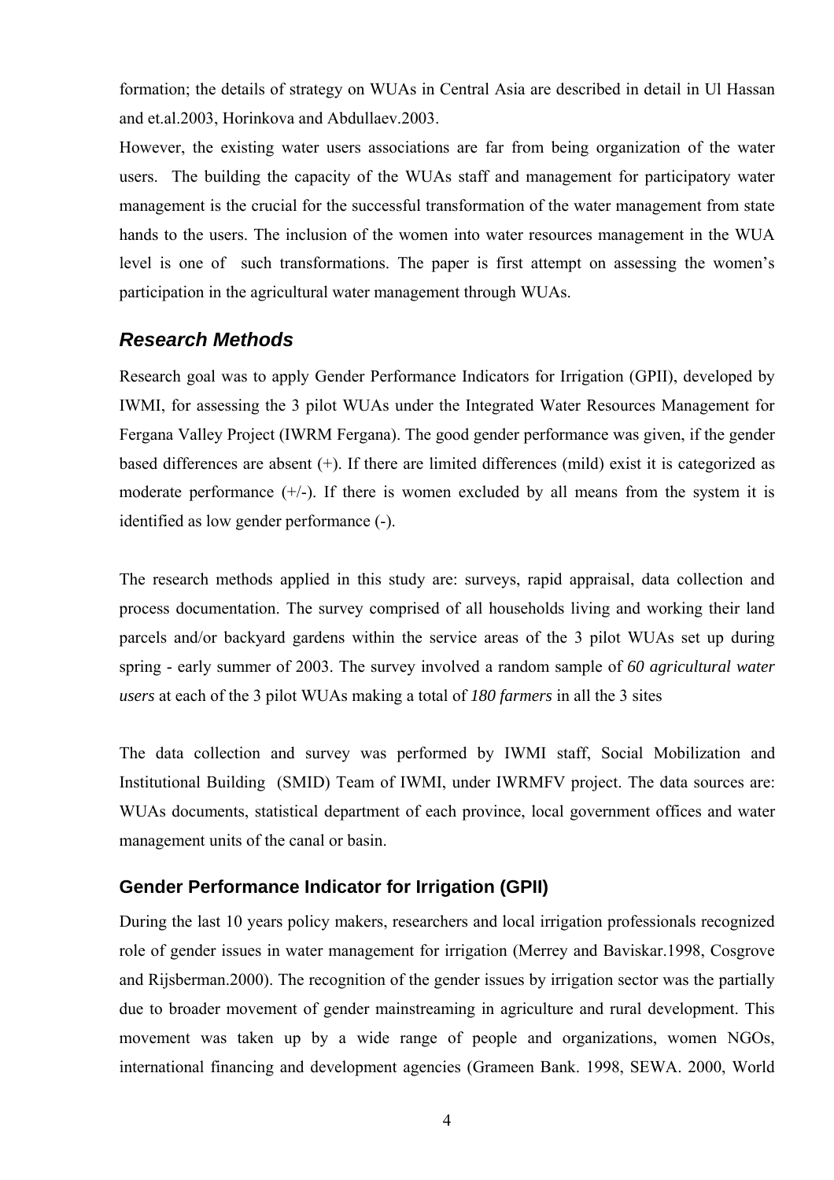formation; the details of strategy on WUAs in Central Asia are described in detail in Ul Hassan and et.al.2003, Horinkova and Abdullaev.2003.

However, the existing water users associations are far from being organization of the water users. The building the capacity of the WUAs staff and management for participatory water management is the crucial for the successful transformation of the water management from state hands to the users. The inclusion of the women into water resources management in the WUA level is one of such transformations. The paper is first attempt on assessing the women's participation in the agricultural water management through WUAs.

## *Research Methods*

Research goal was to apply Gender Performance Indicators for Irrigation (GPII), developed by IWMI, for assessing the 3 pilot WUAs under the Integrated Water Resources Management for Fergana Valley Project (IWRM Fergana). The good gender performance was given, if the gender based differences are absent (+). If there are limited differences (mild) exist it is categorized as moderate performance (+/-). If there is women excluded by all means from the system it is identified as low gender performance (-).

The research methods applied in this study are: surveys, rapid appraisal, data collection and process documentation. The survey comprised of all households living and working their land parcels and/or backyard gardens within the service areas of the 3 pilot WUAs set up during spring - early summer of 2003. The survey involved a random sample of *60 agricultural water users* at each of the 3 pilot WUAs making a total of *180 farmers* in all the 3 sites

The data collection and survey was performed by IWMI staff, Social Mobilization and Institutional Building (SMID) Team of IWMI, under IWRMFV project. The data sources are: WUAs documents, statistical department of each province, local government offices and water management units of the canal or basin.

### Gender Performance Indicator for Irrigation (GPII)

During the last 10 years policy makers, researchers and local irrigation professionals recognized role of gender issues in water management for irrigation (Merrey and Baviskar.1998, Cosgrove and Rijsberman.2000). The recognition of the gender issues by irrigation sector was the partially due to broader movement of gender mainstreaming in agriculture and rural development. This movement was taken up by a wide range of people and organizations, women NGOs, international financing and development agencies (Grameen Bank. 1998, SEWA. 2000, World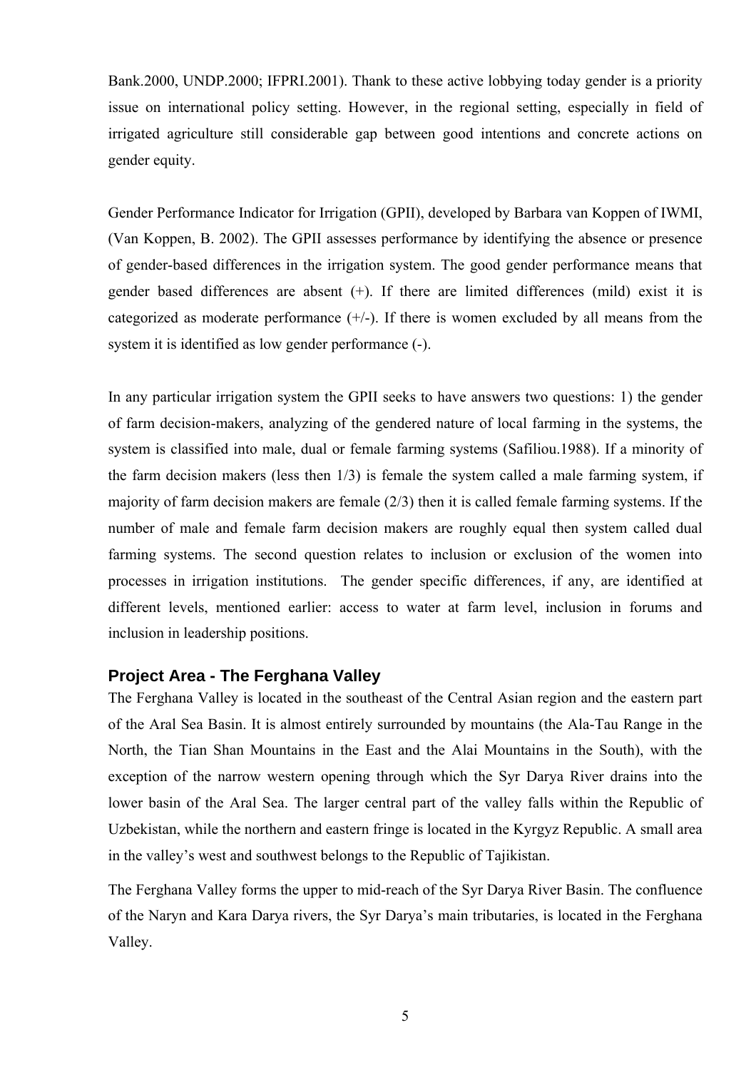Bank.2000, UNDP.2000; IFPRI.2001). Thank to these active lobbying today gender is a priority issue on international policy setting. However, in the regional setting, especially in field of irrigated agriculture still considerable gap between good intentions and concrete actions on gender equity.

Gender Performance Indicator for Irrigation (GPII), developed by Barbara van Koppen of IWMI, (Van Koppen, B. 2002). The GPII assesses performance by identifying the absence or presence of gender-based differences in the irrigation system. The good gender performance means that gender based differences are absent (+). If there are limited differences (mild) exist it is categorized as moderate performance (+/-). If there is women excluded by all means from the system it is identified as low gender performance (-).

In any particular irrigation system the GPII seeks to have answers two questions: 1) the gender of farm decision-makers, analyzing of the gendered nature of local farming in the systems, the system is classified into male, dual or female farming systems (Safiliou.1988). If a minority of the farm decision makers (less then 1/3) is female the system called a male farming system, if majority of farm decision makers are female (2/3) then it is called female farming systems. If the number of male and female farm decision makers are roughly equal then system called dual farming systems. The second question relates to inclusion or exclusion of the women into processes in irrigation institutions. The gender specific differences, if any, are identified at different levels, mentioned earlier: access to water at farm level, inclusion in forums and inclusion in leadership positions.

## Project Area - The Ferghana Valley

The Ferghana Valley is located in the southeast of the Central Asian region and the eastern part of the Aral Sea Basin. It is almost entirely surrounded by mountains (the Ala-Tau Range in the North, the Tian Shan Mountains in the East and the Alai Mountains in the South), with the exception of the narrow western opening through which the Syr Darya River drains into the lower basin of the Aral Sea. The larger central part of the valley falls within the Republic of Uzbekistan, while the northern and eastern fringe is located in the Kyrgyz Republic. A small area in the valley's west and southwest belongs to the Republic of Tajikistan.

The Ferghana Valley forms the upper to mid-reach of the Syr Darya River Basin. The confluence of the Naryn and Kara Darya rivers, the Syr Darya's main tributaries, is located in the Ferghana Valley.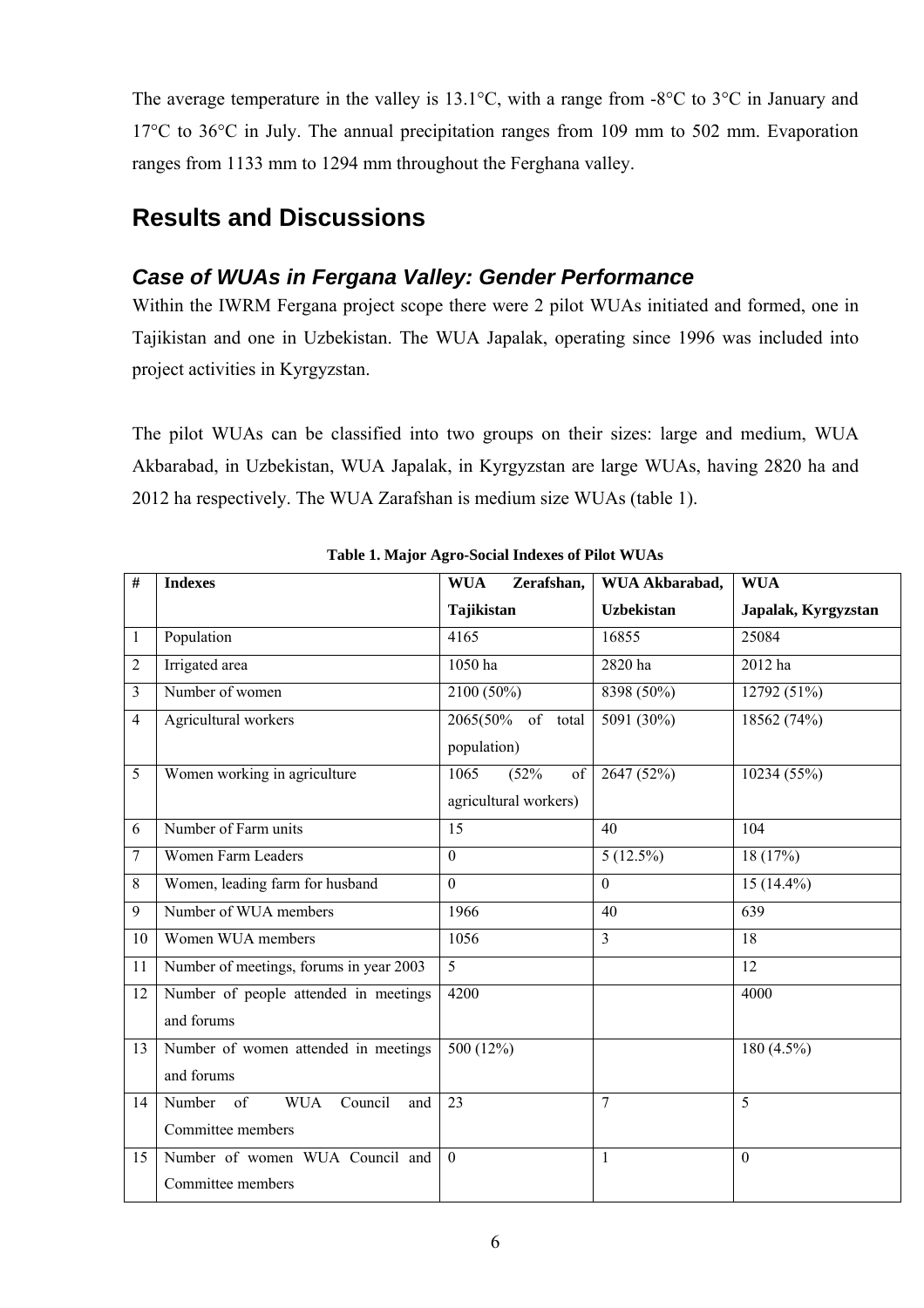The average temperature in the valley is 13.1°C, with a range from -8°C to 3°C in January and 17°C to 36°C in July. The annual precipitation ranges from 109 mm to 502 mm. Evaporation ranges from 1133 mm to 1294 mm throughout the Ferghana valley.

## Results and Discussions

### *Case of WUAs in Fergana Valley: Gender Performance*

Within the IWRM Fergana project scope there were 2 pilot WUAs initiated and formed, one in Tajikistan and one in Uzbekistan. The WUA Japalak, operating since 1996 was included into project activities in Kyrgyzstan.

The pilot WUAs can be classified into two groups on their sizes: large and medium, WUA Akbarabad, in Uzbekistan, WUA Japalak, in Kyrgyzstan are large WUAs, having 2820 ha and 2012 ha respectively. The WUA Zarafshan is medium size WUAs (table 1).

**Table 1. Major Agro-Social Indexes of Pilot WUAs**

| # | Indexes | WUA Zerafshan, Tajikistan | WUA Akbarabad, Uzbekistan | WUA Japalak, Kyrgyzstan |
|---|---|---|---|---|
| 1 | Population | 4165 | 16855 | 25084 |
| 2 | Irrigated area | 1050 ha | 2820 ha | 2012 ha |
| 3 | Number of women | 2100 (50%) | 8398 (50%) | 12792 (51%) |
| 4 | Agricultural workers | 2065(50% of total population) | 5091 (30%) | 18562 (74%) |
| 5 | Women working in agriculture | 1065 (52% of agricultural workers) | 2647 (52%) | 10234 (55%) |
| 6 | Number of Farm units | 15 | 40 | 104 |
| 7 | Women Farm Leaders | 0 | 5 (12.5%) | 18 (17%) |
| 8 | Women, leading farm for husband | 0 | 0 | 15 (14.4%) |
| 9 | Number of WUA members | 1966 | 40 | 639 |
| 10 | Women WUA members | 1056 | 3 | 18 |
| 11 | Number of meetings, forums in year 2003 | 5 | | 12 |
| 12 | Number of people attended in meetings and forums | 4200 | | 4000 |
| 13 | Number of women attended in meetings and forums | 500 (12%) | | 180 (4.5%) |
| 14 | Number of WUA Council and Committee members | 23 | 7 | 5 |
| 15 | Number of women WUA Council and Committee members | 0 | 1 | 0 |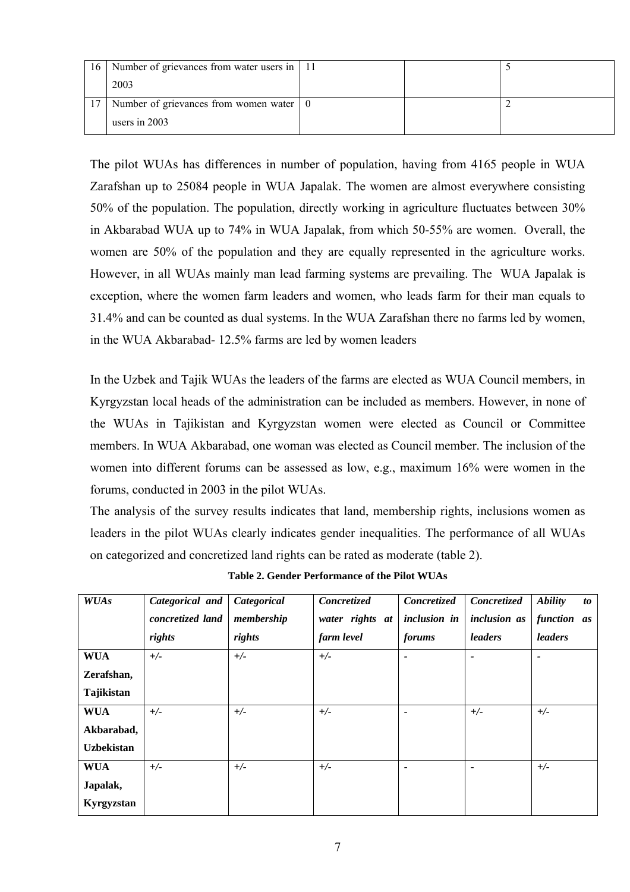| 16 | Number of grievances from water users in 2003 | 11 | | 5 |
|---|---|---|---|---|
| 17 | Number of grievances from women water users in 2003 | 0 | | 2 |

The pilot WUAs has differences in number of population, having from 4165 people in WUA Zarafshan up to 25084 people in WUA Japalak. The women are almost everywhere consisting 50% of the population. The population, directly working in agriculture fluctuates between 30% in Akbarabad WUA up to 74% in WUA Japalak, from which 50-55% are women. Overall, the women are 50% of the population and they are equally represented in the agriculture works. However, in all WUAs mainly man lead farming systems are prevailing. The WUA Japalak is exception, where the women farm leaders and women, who leads farm for their man equals to 31.4% and can be counted as dual systems. In the WUA Zarafshan there no farms led by women, in the WUA Akbarabad- 12.5% farms are led by women leaders

In the Uzbek and Tajik WUAs the leaders of the farms are elected as WUA Council members, in Kyrgyzstan local heads of the administration can be included as members. However, in none of the WUAs in Tajikistan and Kyrgyzstan women were elected as Council or Committee members. In WUA Akbarabad, one woman was elected as Council member. The inclusion of the women into different forums can be assessed as low, e.g., maximum 16% were women in the forums, conducted in 2003 in the pilot WUAs.

The analysis of the survey results indicates that land, membership rights, inclusions women as leaders in the pilot WUAs clearly indicates gender inequalities. The performance of all WUAs on categorized and concretized land rights can be rated as moderate (table 2).

**Table 2. Gender Performance of the Pilot WUAs**

| *WUAs* | *Categorical and concretized land rights* | *Categorical membership rights* | *Concretized water rights at farm level* | *Concretized inclusion in forums* | *Concretized inclusion as leaders* | *Ability to function as leaders* |
|---|---|---|---|---|---|---|
| **WUA Zerafshan, Tajikistan** | **+/-** | **+/-** | **+/-** | **-** | **-** | **-** |
| **WUA Akbarabad, Uzbekistan** | **+/-** | **+/-** | **+/-** | **-** | **+/-** | **+/-** |
| **WUA Japalak, Kyrgyzstan** | **+/-** | **+/-** | **+/-** | **-** | **-** | **+/-** |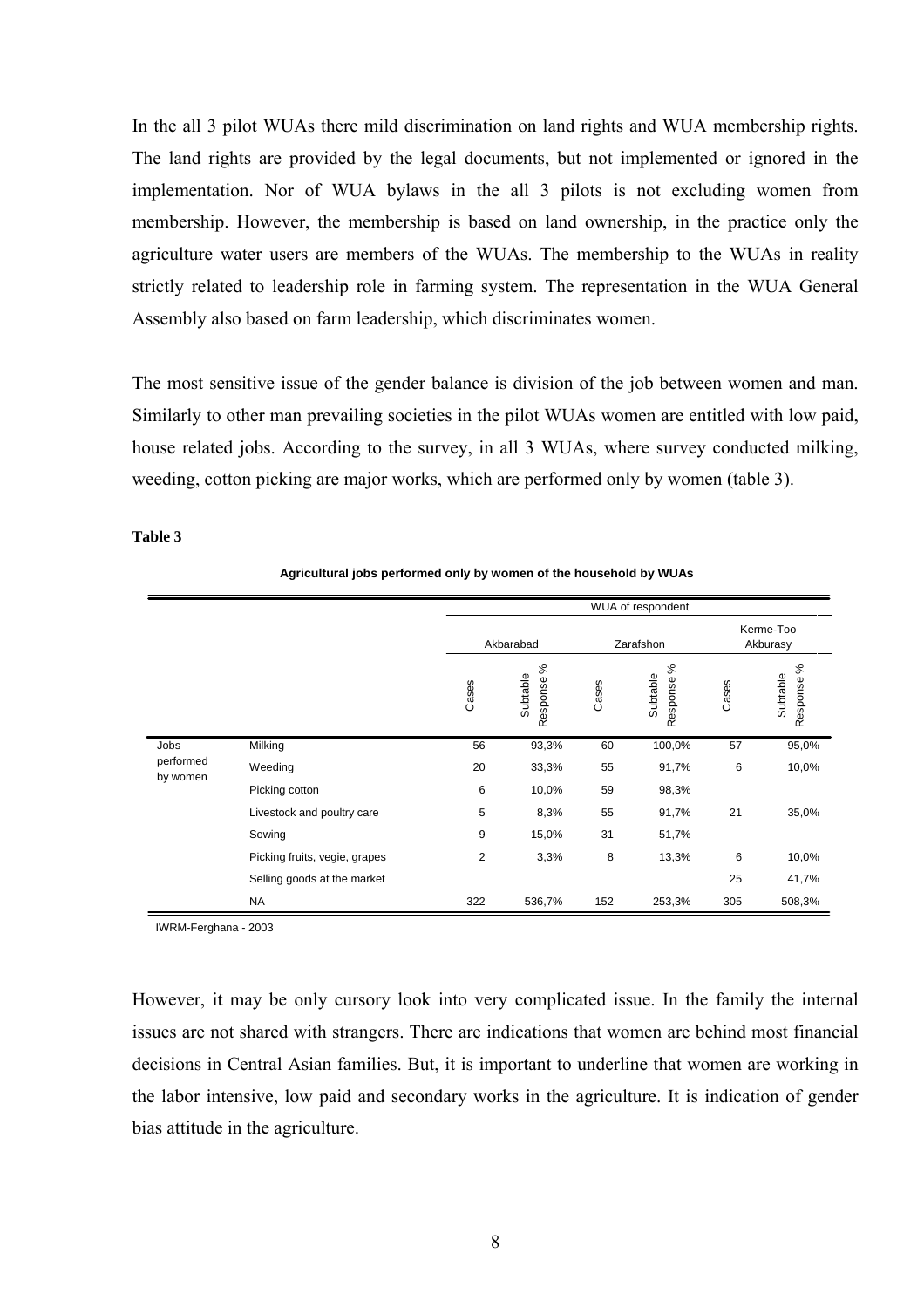In the all 3 pilot WUAs there mild discrimination on land rights and WUA membership rights. The land rights are provided by the legal documents, but not implemented or ignored in the implementation. Nor of WUA bylaws in the all 3 pilots is not excluding women from membership. However, the membership is based on land ownership, in the practice only the agriculture water users are members of the WUAs. The membership to the WUAs in reality strictly related to leadership role in farming system. The representation in the WUA General Assembly also based on farm leadership, which discriminates women.

The most sensitive issue of the gender balance is division of the job between women and man. Similarly to other man prevailing societies in the pilot WUAs women are entitled with low paid, house related jobs. According to the survey, in all 3 WUAs, where survey conducted milking, weeding, cotton picking are major works, which are performed only by women (table 3).

**Table 3**

**Agricultural jobs performed only by women of the household by WUAs**

| | | WUA of respondent | | | | | |
|---|---|---|---|---|---|---|---|
| | | Akbarabad | | Zarafshon | | Kerme-Too Akburasy | |
| | | Cases | Subtable Response % | Cases | Subtable Response % | Cases | Subtable Response % |
| Jobs performed by women | Milking | 56 | 93,3% | 60 | 100,0% | 57 | 95,0% |
| | Weeding | 20 | 33,3% | 55 | 91,7% | 6 | 10,0% |
| | Picking cotton | 6 | 10,0% | 59 | 98,3% | | |
| | Livestock and poultry care | 5 | 8,3% | 55 | 91,7% | 21 | 35,0% |
| | Sowing | 9 | 15,0% | 31 | 51,7% | | |
| | Picking fruits, vegie, grapes | 2 | 3,3% | 8 | 13,3% | 6 | 10,0% |
| | Selling goods at the market | | | | | 25 | 41,7% |
| | NA | 322 | 536,7% | 152 | 253,3% | 305 | 508,3% |

IWRM-Ferghana - 2003

However, it may be only cursory look into very complicated issue. In the family the internal issues are not shared with strangers. There are indications that women are behind most financial decisions in Central Asian families. But, it is important to underline that women are working in the labor intensive, low paid and secondary works in the agriculture. It is indication of gender bias attitude in the agriculture.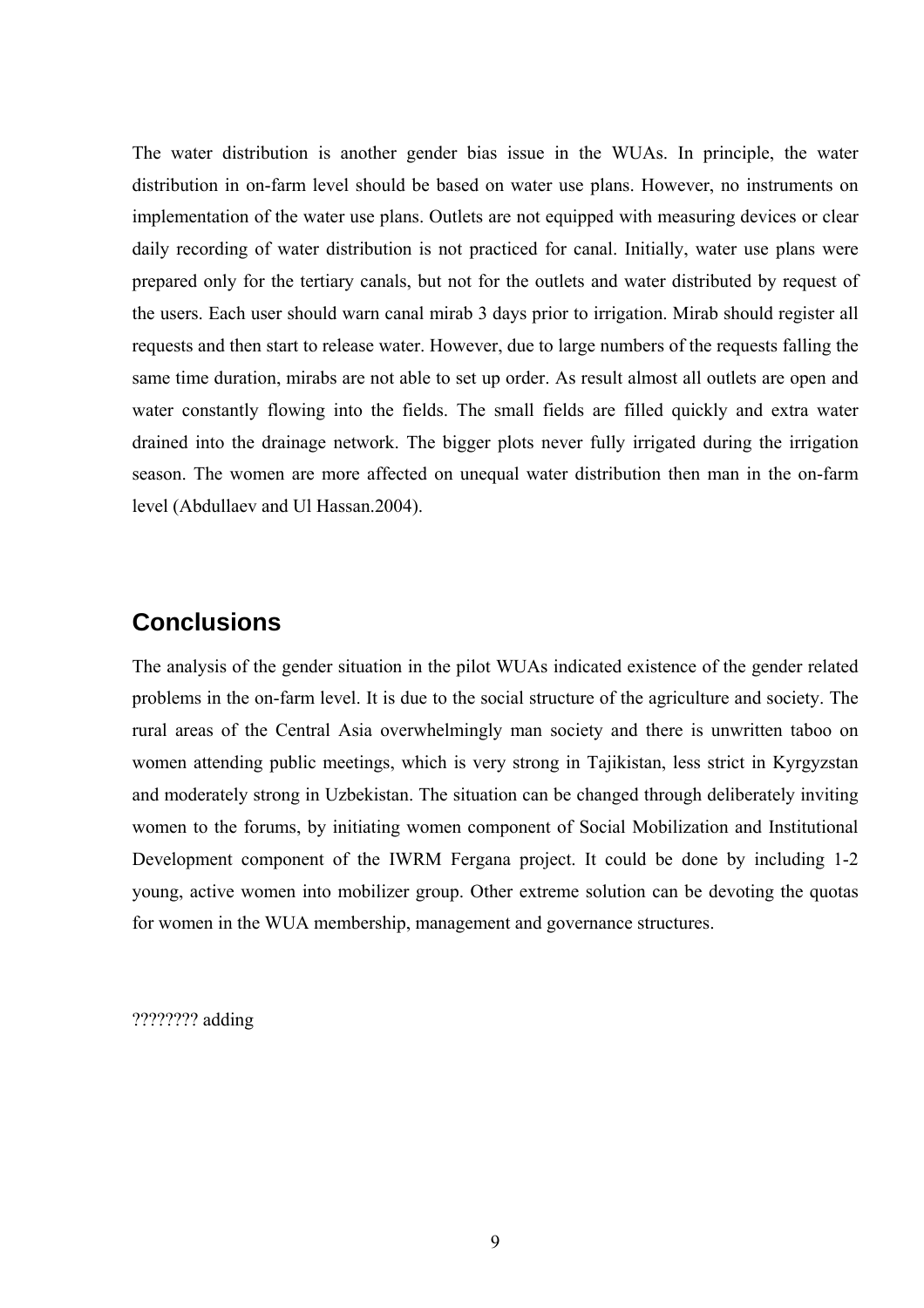The water distribution is another gender bias issue in the WUAs. In principle, the water distribution in on-farm level should be based on water use plans. However, no instruments on implementation of the water use plans. Outlets are not equipped with measuring devices or clear daily recording of water distribution is not practiced for canal. Initially, water use plans were prepared only for the tertiary canals, but not for the outlets and water distributed by request of the users. Each user should warn canal mirab 3 days prior to irrigation. Mirab should register all requests and then start to release water. However, due to large numbers of the requests falling the same time duration, mirabs are not able to set up order. As result almost all outlets are open and water constantly flowing into the fields. The small fields are filled quickly and extra water drained into the drainage network. The bigger plots never fully irrigated during the irrigation season. The women are more affected on unequal water distribution then man in the on-farm level (Abdullaev and Ul Hassan.2004).

## Conclusions

The analysis of the gender situation in the pilot WUAs indicated existence of the gender related problems in the on-farm level. It is due to the social structure of the agriculture and society. The rural areas of the Central Asia overwhelmingly man society and there is unwritten taboo on women attending public meetings, which is very strong in Tajikistan, less strict in Kyrgyzstan and moderately strong in Uzbekistan. The situation can be changed through deliberately inviting women to the forums, by initiating women component of Social Mobilization and Institutional Development component of the IWRM Fergana project. It could be done by including 1-2 young, active women into mobilizer group. Other extreme solution can be devoting the quotas for women in the WUA membership, management and governance structures.

???????? adding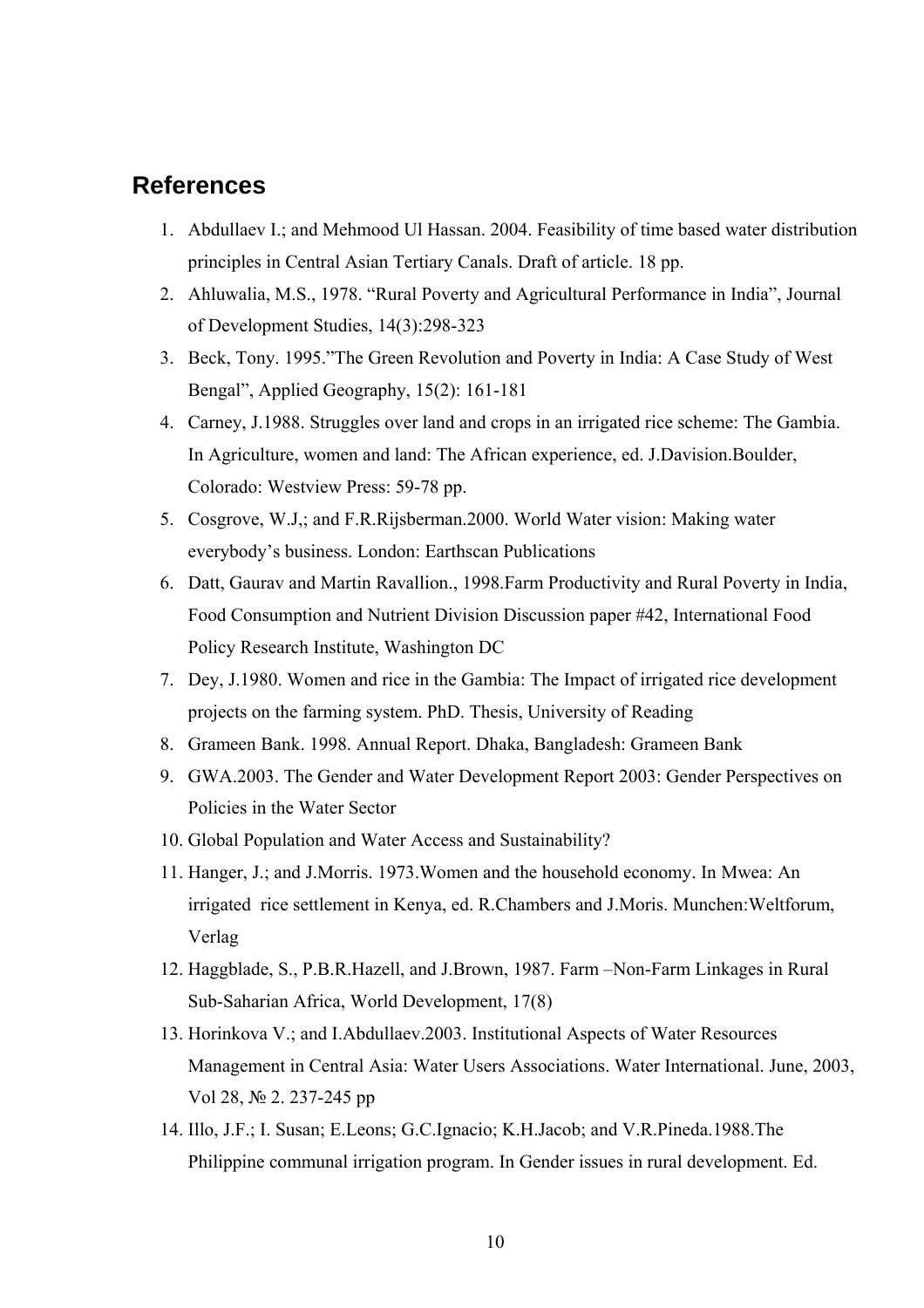## References

1. Abdullaev I.; and Mehmood Ul Hassan. 2004. Feasibility of time based water distribution principles in Central Asian Tertiary Canals. Draft of article. 18 pp.
2. Ahluwalia, M.S., 1978. "Rural Poverty and Agricultural Performance in India", Journal of Development Studies, 14(3):298-323
3. Beck, Tony. 1995."The Green Revolution and Poverty in India: A Case Study of West Bengal", Applied Geography, 15(2): 161-181
4. Carney, J.1988. Struggles over land and crops in an irrigated rice scheme: The Gambia. In Agriculture, women and land: The African experience, ed. J.Davision.Boulder, Colorado: Westview Press: 59-78 pp.
5. Cosgrove, W.J,; and F.R.Rijsberman.2000. World Water vision: Making water everybody's business. London: Earthscan Publications
6. Datt, Gaurav and Martin Ravallion., 1998.Farm Productivity and Rural Poverty in India, Food Consumption and Nutrient Division Discussion paper #42, International Food Policy Research Institute, Washington DC
7. Dey, J.1980. Women and rice in the Gambia: The Impact of irrigated rice development projects on the farming system. PhD. Thesis, University of Reading
8. Grameen Bank. 1998. Annual Report. Dhaka, Bangladesh: Grameen Bank
9. GWA.2003. The Gender and Water Development Report 2003: Gender Perspectives on Policies in the Water Sector
10. Global Population and Water Access and Sustainability?
11. Hanger, J.; and J.Morris. 1973.Women and the household economy. In Mwea: An irrigated rice settlement in Kenya, ed. R.Chambers and J.Moris. Munchen:Weltforum, Verlag
12. Haggblade, S., P.B.R.Hazell, and J.Brown, 1987. Farm –Non-Farm Linkages in Rural Sub-Saharian Africa, World Development, 17(8)
13. Horinkova V.; and I.Abdullaev.2003. Institutional Aspects of Water Resources Management in Central Asia: Water Users Associations. Water International. June, 2003, Vol 28, № 2. 237-245 pp
14. Illo, J.F.; I. Susan; E.Leons; G.C.Ignacio; K.H.Jacob; and V.R.Pineda.1988.The Philippine communal irrigation program. In Gender issues in rural development. Ed.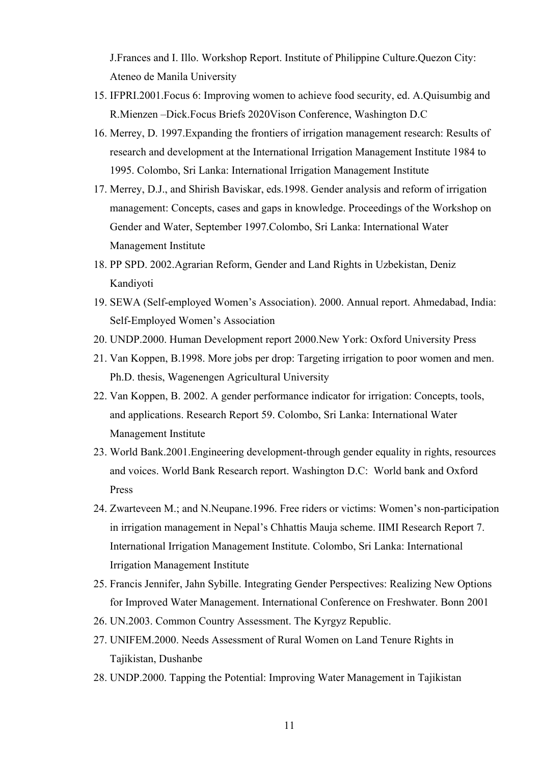J.Frances and I. Illo. Workshop Report. Institute of Philippine Culture.Quezon City: Ateneo de Manila University

15. IFPRI.2001.Focus 6: Improving women to achieve food security, ed. A.Quisumbig and R.Mienzen –Dick.Focus Briefs 2020Vison Conference, Washington D.C
16. Merrey, D. 1997.Expanding the frontiers of irrigation management research: Results of research and development at the International Irrigation Management Institute 1984 to 1995. Colombo, Sri Lanka: International Irrigation Management Institute
17. Merrey, D.J., and Shirish Baviskar, eds.1998. Gender analysis and reform of irrigation management: Concepts, cases and gaps in knowledge. Proceedings of the Workshop on Gender and Water, September 1997.Colombo, Sri Lanka: International Water Management Institute
18. PP SPD. 2002.Agrarian Reform, Gender and Land Rights in Uzbekistan, Deniz Kandiyoti
19. SEWA (Self-employed Women's Association). 2000. Annual report. Ahmedabad, India: Self-Employed Women's Association
20. UNDP.2000. Human Development report 2000.New York: Oxford University Press
21. Van Koppen, B.1998. More jobs per drop: Targeting irrigation to poor women and men. Ph.D. thesis, Wagenengen Agricultural University
22. Van Koppen, B. 2002. A gender performance indicator for irrigation: Concepts, tools, and applications. Research Report 59. Colombo, Sri Lanka: International Water Management Institute
23. World Bank.2001.Engineering development-through gender equality in rights, resources and voices. World Bank Research report. Washington D.C: World bank and Oxford Press
24. Zwarteveen M.; and N.Neupane.1996. Free riders or victims: Women's non-participation in irrigation management in Nepal's Chhattis Mauja scheme. IIMI Research Report 7. International Irrigation Management Institute. Colombo, Sri Lanka: International Irrigation Management Institute
25. Francis Jennifer, Jahn Sybille. Integrating Gender Perspectives: Realizing New Options for Improved Water Management. International Conference on Freshwater. Bonn 2001
26. UN.2003. Common Country Assessment. The Kyrgyz Republic.
27. UNIFEM.2000. Needs Assessment of Rural Women on Land Tenure Rights in Tajikistan, Dushanbe
28. UNDP.2000. Tapping the Potential: Improving Water Management in Tajikistan